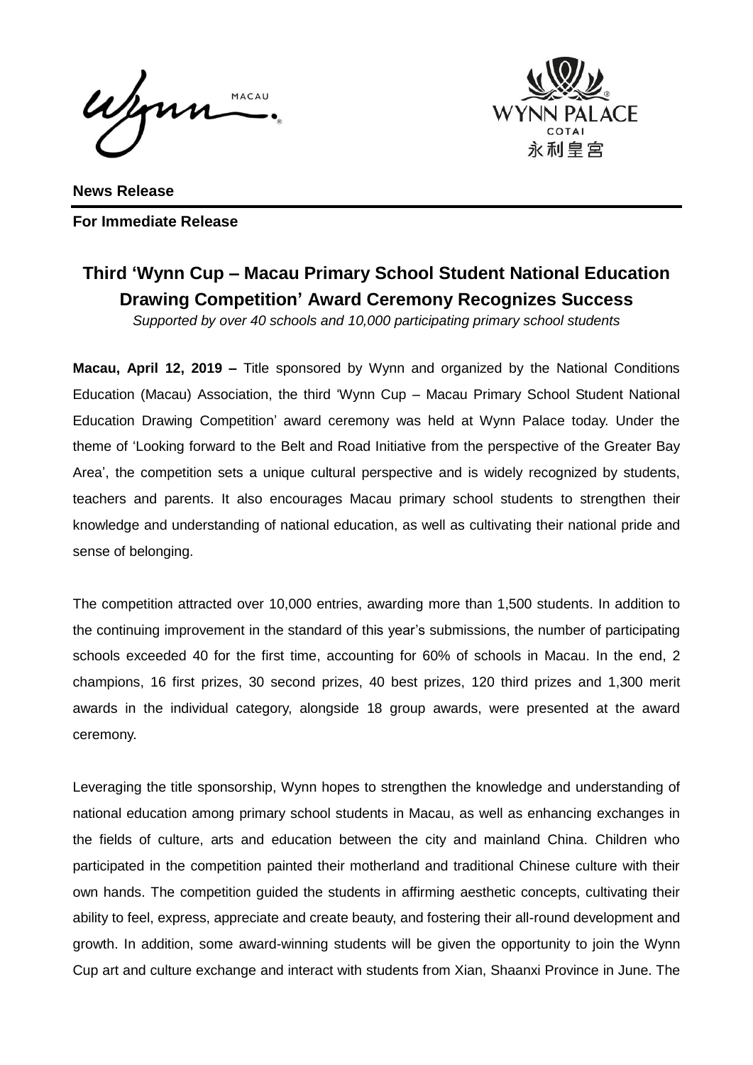**News Release**

**For Immediate Release**

# Third 'Wynn Cup – Macau Primary School Student National Education Drawing Competition' Award Ceremony Recognizes Success

*Supported by over 40 schools and 10,000 participating primary school students*

**Macau, April 12, 2019 –** Title sponsored by Wynn and organized by the National Conditions Education (Macau) Association, the third 'Wynn Cup – Macau Primary School Student National Education Drawing Competition' award ceremony was held at Wynn Palace today. Under the theme of 'Looking forward to the Belt and Road Initiative from the perspective of the Greater Bay Area', the competition sets a unique cultural perspective and is widely recognized by students, teachers and parents. It also encourages Macau primary school students to strengthen their knowledge and understanding of national education, as well as cultivating their national pride and sense of belonging.

The competition attracted over 10,000 entries, awarding more than 1,500 students. In addition to the continuing improvement in the standard of this year's submissions, the number of participating schools exceeded 40 for the first time, accounting for 60% of schools in Macau. In the end, 2 champions, 16 first prizes, 30 second prizes, 40 best prizes, 120 third prizes and 1,300 merit awards in the individual category, alongside 18 group awards, were presented at the award ceremony.

Leveraging the title sponsorship, Wynn hopes to strengthen the knowledge and understanding of national education among primary school students in Macau, as well as enhancing exchanges in the fields of culture, arts and education between the city and mainland China. Children who participated in the competition painted their motherland and traditional Chinese culture with their own hands. The competition guided the students in affirming aesthetic concepts, cultivating their ability to feel, express, appreciate and create beauty, and fostering their all-round development and growth. In addition, some award-winning students will be given the opportunity to join the Wynn Cup art and culture exchange and interact with students from Xian, Shaanxi Province in June. The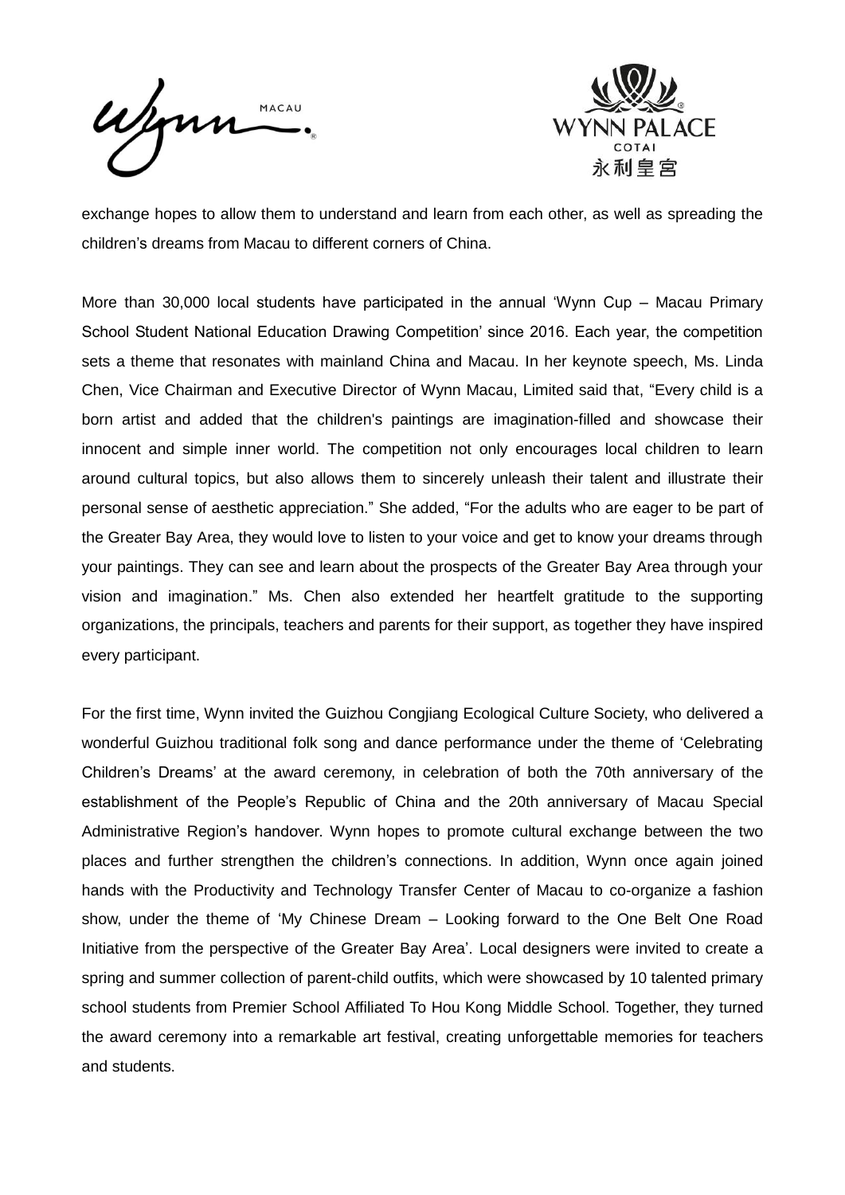exchange hopes to allow them to understand and learn from each other, as well as spreading the children's dreams from Macau to different corners of China.

More than 30,000 local students have participated in the annual 'Wynn Cup – Macau Primary School Student National Education Drawing Competition' since 2016. Each year, the competition sets a theme that resonates with mainland China and Macau. In her keynote speech, Ms. Linda Chen, Vice Chairman and Executive Director of Wynn Macau, Limited said that, "Every child is a born artist and added that the children's paintings are imagination-filled and showcase their innocent and simple inner world. The competition not only encourages local children to learn around cultural topics, but also allows them to sincerely unleash their talent and illustrate their personal sense of aesthetic appreciation." She added, "For the adults who are eager to be part of the Greater Bay Area, they would love to listen to your voice and get to know your dreams through your paintings. They can see and learn about the prospects of the Greater Bay Area through your vision and imagination." Ms. Chen also extended her heartfelt gratitude to the supporting organizations, the principals, teachers and parents for their support, as together they have inspired every participant.

For the first time, Wynn invited the Guizhou Congjiang Ecological Culture Society, who delivered a wonderful Guizhou traditional folk song and dance performance under the theme of 'Celebrating Children's Dreams' at the award ceremony, in celebration of both the 70th anniversary of the establishment of the People's Republic of China and the 20th anniversary of Macau Special Administrative Region's handover. Wynn hopes to promote cultural exchange between the two places and further strengthen the children's connections. In addition, Wynn once again joined hands with the Productivity and Technology Transfer Center of Macau to co-organize a fashion show, under the theme of 'My Chinese Dream – Looking forward to the One Belt One Road Initiative from the perspective of the Greater Bay Area'. Local designers were invited to create a spring and summer collection of parent-child outfits, which were showcased by 10 talented primary school students from Premier School Affiliated To Hou Kong Middle School. Together, they turned the award ceremony into a remarkable art festival, creating unforgettable memories for teachers and students.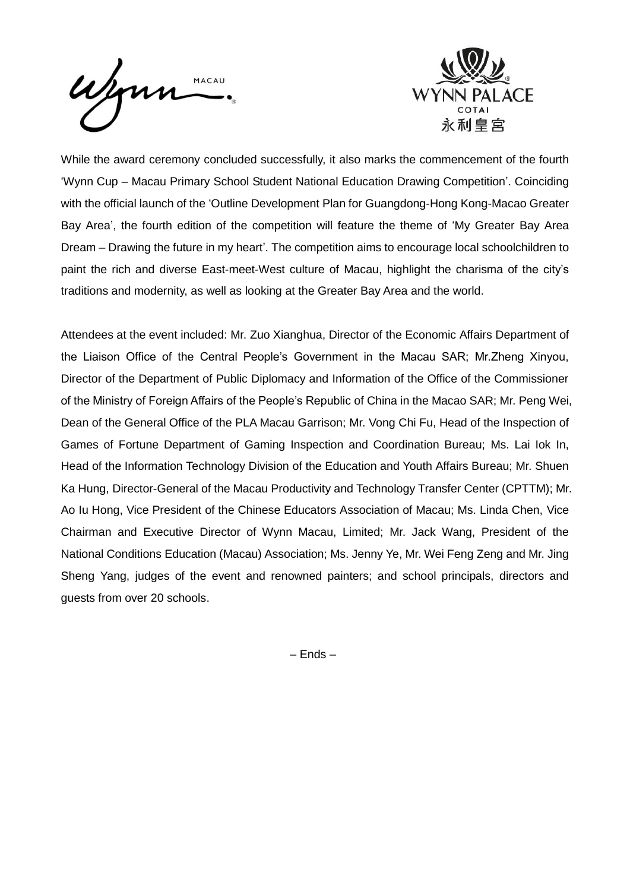While the award ceremony concluded successfully, it also marks the commencement of the fourth 'Wynn Cup – Macau Primary School Student National Education Drawing Competition'. Coinciding with the official launch of the 'Outline Development Plan for Guangdong-Hong Kong-Macao Greater Bay Area', the fourth edition of the competition will feature the theme of 'My Greater Bay Area Dream – Drawing the future in my heart'. The competition aims to encourage local schoolchildren to paint the rich and diverse East-meet-West culture of Macau, highlight the charisma of the city's traditions and modernity, as well as looking at the Greater Bay Area and the world.

Attendees at the event included: Mr. Zuo Xianghua, Director of the Economic Affairs Department of the Liaison Office of the Central People's Government in the Macau SAR; Mr.Zheng Xinyou, Director of the Department of Public Diplomacy and Information of the Office of the Commissioner of the Ministry of Foreign Affairs of the People's Republic of China in the Macao SAR; Mr. Peng Wei, Dean of the General Office of the PLA Macau Garrison; Mr. Vong Chi Fu, Head of the Inspection of Games of Fortune Department of Gaming Inspection and Coordination Bureau; Ms. Lai Iok In, Head of the Information Technology Division of the Education and Youth Affairs Bureau; Mr. Shuen Ka Hung, Director-General of the Macau Productivity and Technology Transfer Center (CPTTM); Mr. Ao Iu Hong, Vice President of the Chinese Educators Association of Macau; Ms. Linda Chen, Vice Chairman and Executive Director of Wynn Macau, Limited; Mr. Jack Wang, President of the National Conditions Education (Macau) Association; Ms. Jenny Ye, Mr. Wei Feng Zeng and Mr. Jing Sheng Yang, judges of the event and renowned painters; and school principals, directors and guests from over 20 schools.

– Ends –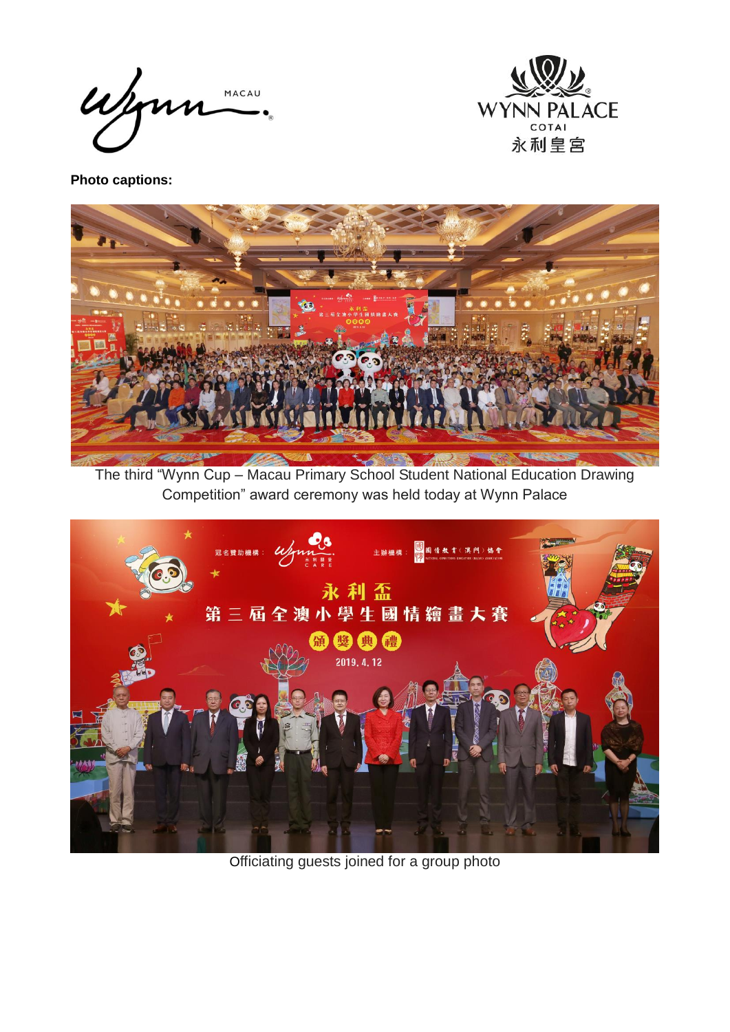**Photo captions:**

The third "Wynn Cup – Macau Primary School Student National Education Drawing Competition" award ceremony was held today at Wynn Palace

Officiating guests joined for a group photo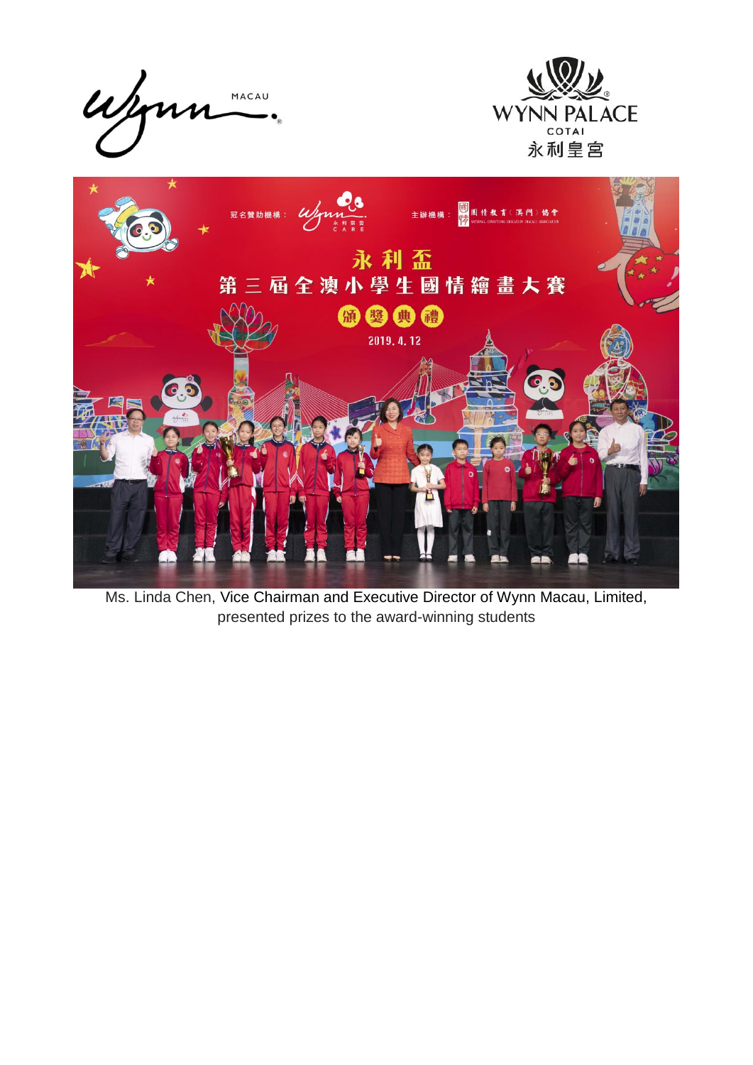Ms. Linda Chen, Vice Chairman and Executive Director of Wynn Macau, Limited, presented prizes to the award-winning students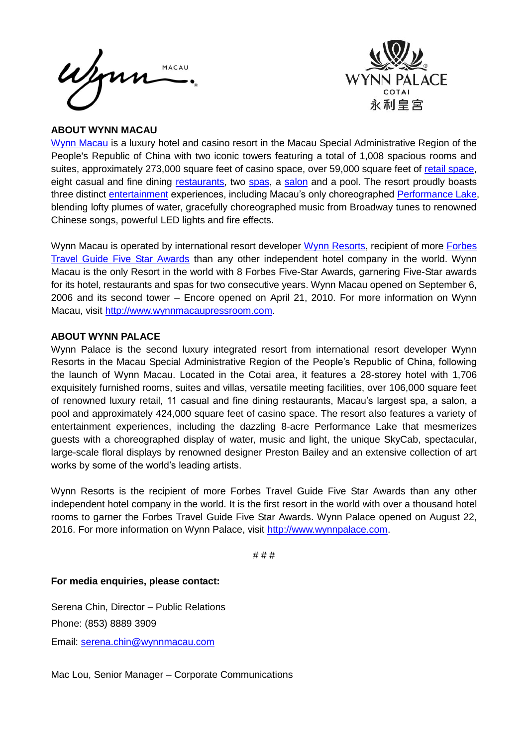## ABOUT WYNN MACAU

[Wynn Macau](#) is a luxury hotel and casino resort in the Macau Special Administrative Region of the People's Republic of China with two iconic towers featuring a total of 1,008 spacious rooms and suites, approximately 273,000 square feet of casino space, over 59,000 square feet of [retail space](#), eight casual and fine dining [restaurants](#), two [spas](#), a [salon](#) and a pool. The resort proudly boasts three distinct [entertainment](#) experiences, including Macau's only choreographed [Performance Lake](#), blending lofty plumes of water, gracefully choreographed music from Broadway tunes to renowned Chinese songs, powerful LED lights and fire effects.

Wynn Macau is operated by international resort developer [Wynn Resorts](#), recipient of more [Forbes Travel Guide Five Star Awards](#) than any other independent hotel company in the world. Wynn Macau is the only Resort in the world with 8 Forbes Five-Star Awards, garnering Five-Star awards for its hotel, restaurants and spas for two consecutive years. Wynn Macau opened on September 6, 2006 and its second tower – Encore opened on April 21, 2010. For more information on Wynn Macau, visit http://www.wynnmacaupressroom.com.

## ABOUT WYNN PALACE

Wynn Palace is the second luxury integrated resort from international resort developer Wynn Resorts in the Macau Special Administrative Region of the People's Republic of China, following the launch of Wynn Macau. Located in the Cotai area, it features a 28-storey hotel with 1,706 exquisitely furnished rooms, suites and villas, versatile meeting facilities, over 106,000 square feet of renowned luxury retail, 11 casual and fine dining restaurants, Macau's largest spa, a salon, a pool and approximately 424,000 square feet of casino space. The resort also features a variety of entertainment experiences, including the dazzling 8-acre Performance Lake that mesmerizes guests with a choreographed display of water, music and light, the unique SkyCab, spectacular, large-scale floral displays by renowned designer Preston Bailey and an extensive collection of art works by some of the world's leading artists.

Wynn Resorts is the recipient of more Forbes Travel Guide Five Star Awards than any other independent hotel company in the world. It is the first resort in the world with over a thousand hotel rooms to garner the Forbes Travel Guide Five Star Awards. Wynn Palace opened on August 22, 2016. For more information on Wynn Palace, visit http://www.wynnpalace.com.

# # #

**For media enquiries, please contact:**

Serena Chin, Director – Public Relations
Phone: (853) 8889 3909
Email: serena.chin@wynnmacau.com

Mac Lou, Senior Manager – Corporate Communications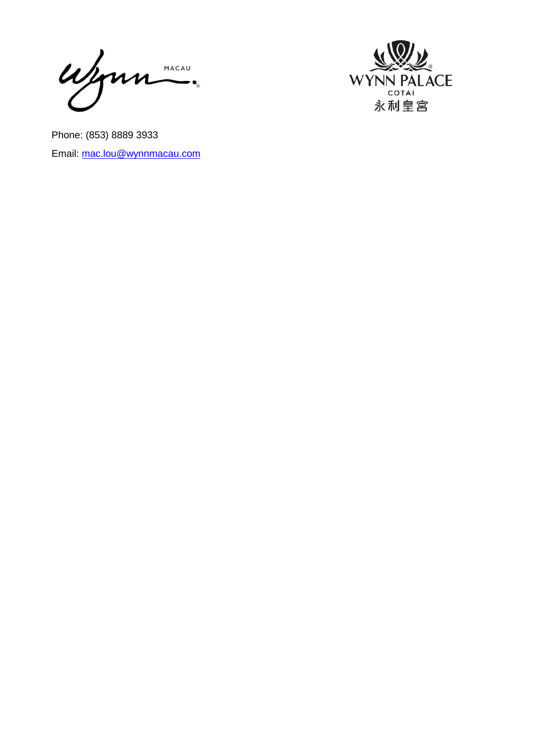Phone: (853) 8889 3933

Email: mac.lou@wynnmacau.com